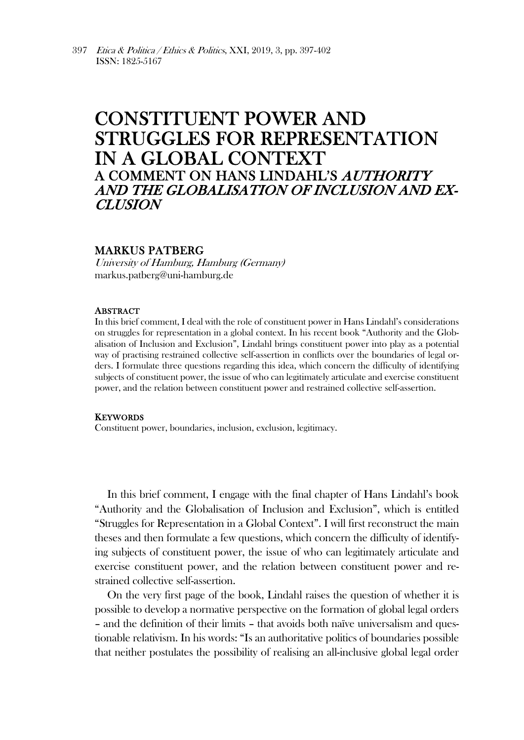# CONSTITUENT POWER AND STRUGGLES FOR REPRESENTATION IN A GLOBAL CONTEXT

## A COMMENT ON HANS LINDAHL'S *AUTHORITY AND THE GLOBALISATION OF INCLUSION AND EXCLUSION*

**MARKUS PATBERG**

*University of Hamburg, Hamburg (Germany)*
markus.patberg@uni-hamburg.de

**ABSTRACT**

In this brief comment, I deal with the role of constituent power in Hans Lindahl's considerations on struggles for representation in a global context. In his recent book "Authority and the Globalisation of Inclusion and Exclusion", Lindahl brings constituent power into play as a potential way of practising restrained collective self-assertion in conflicts over the boundaries of legal orders. I formulate three questions regarding this idea, which concern the difficulty of identifying subjects of constituent power, the issue of who can legitimately articulate and exercise constituent power, and the relation between constituent power and restrained collective self-assertion.

**KEYWORDS**

Constituent power, boundaries, inclusion, exclusion, legitimacy.

In this brief comment, I engage with the final chapter of Hans Lindahl's book "Authority and the Globalisation of Inclusion and Exclusion", which is entitled "Struggles for Representation in a Global Context". I will first reconstruct the main theses and then formulate a few questions, which concern the difficulty of identifying subjects of constituent power, the issue of who can legitimately articulate and exercise constituent power, and the relation between constituent power and restrained collective self-assertion.

On the very first page of the book, Lindahl raises the question of whether it is possible to develop a normative perspective on the formation of global legal orders – and the definition of their limits – that avoids both naïve universalism and questionable relativism. In his words: "Is an authoritative politics of boundaries possible that neither postulates the possibility of realising an all-inclusive global legal order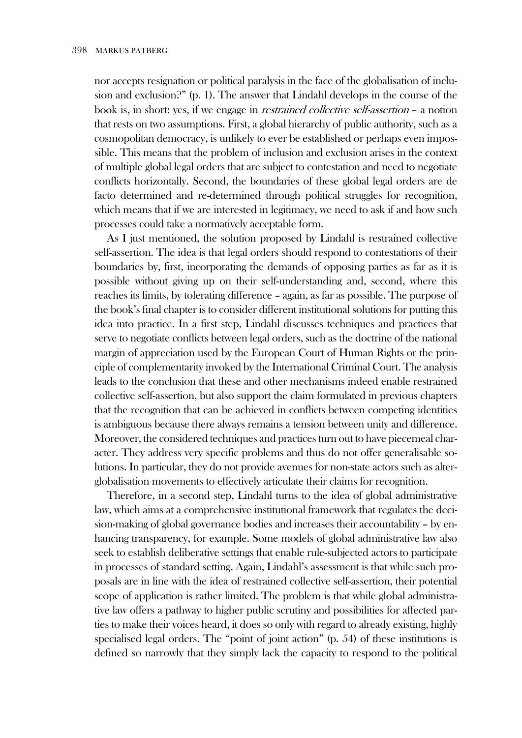nor accepts resignation or political paralysis in the face of the globalisation of inclusion and exclusion?" (p. 1). The answer that Lindahl develops in the course of the book is, in short: yes, if we engage in *restrained collective self-assertion* – a notion that rests on two assumptions. First, a global hierarchy of public authority, such as a cosmopolitan democracy, is unlikely to ever be established or perhaps even impossible. This means that the problem of inclusion and exclusion arises in the context of multiple global legal orders that are subject to contestation and need to negotiate conflicts horizontally. Second, the boundaries of these global legal orders are de facto determined and re-determined through political struggles for recognition, which means that if we are interested in legitimacy, we need to ask if and how such processes could take a normatively acceptable form.

As I just mentioned, the solution proposed by Lindahl is restrained collective self-assertion. The idea is that legal orders should respond to contestations of their boundaries by, first, incorporating the demands of opposing parties as far as it is possible without giving up on their self-understanding and, second, where this reaches its limits, by tolerating difference – again, as far as possible. The purpose of the book's final chapter is to consider different institutional solutions for putting this idea into practice. In a first step, Lindahl discusses techniques and practices that serve to negotiate conflicts between legal orders, such as the doctrine of the national margin of appreciation used by the European Court of Human Rights or the principle of complementarity invoked by the International Criminal Court. The analysis leads to the conclusion that these and other mechanisms indeed enable restrained collective self-assertion, but also support the claim formulated in previous chapters that the recognition that can be achieved in conflicts between competing identities is ambiguous because there always remains a tension between unity and difference. Moreover, the considered techniques and practices turn out to have piecemeal character. They address very specific problems and thus do not offer generalisable solutions. In particular, they do not provide avenues for non-state actors such as alterglobalisation movements to effectively articulate their claims for recognition.

Therefore, in a second step, Lindahl turns to the idea of global administrative law, which aims at a comprehensive institutional framework that regulates the decision-making of global governance bodies and increases their accountability – by enhancing transparency, for example. Some models of global administrative law also seek to establish deliberative settings that enable rule-subjected actors to participate in processes of standard setting. Again, Lindahl's assessment is that while such proposals are in line with the idea of restrained collective self-assertion, their potential scope of application is rather limited. The problem is that while global administrative law offers a pathway to higher public scrutiny and possibilities for affected parties to make their voices heard, it does so only with regard to already existing, highly specialised legal orders. The "point of joint action" (p. 54) of these institutions is defined so narrowly that they simply lack the capacity to respond to the political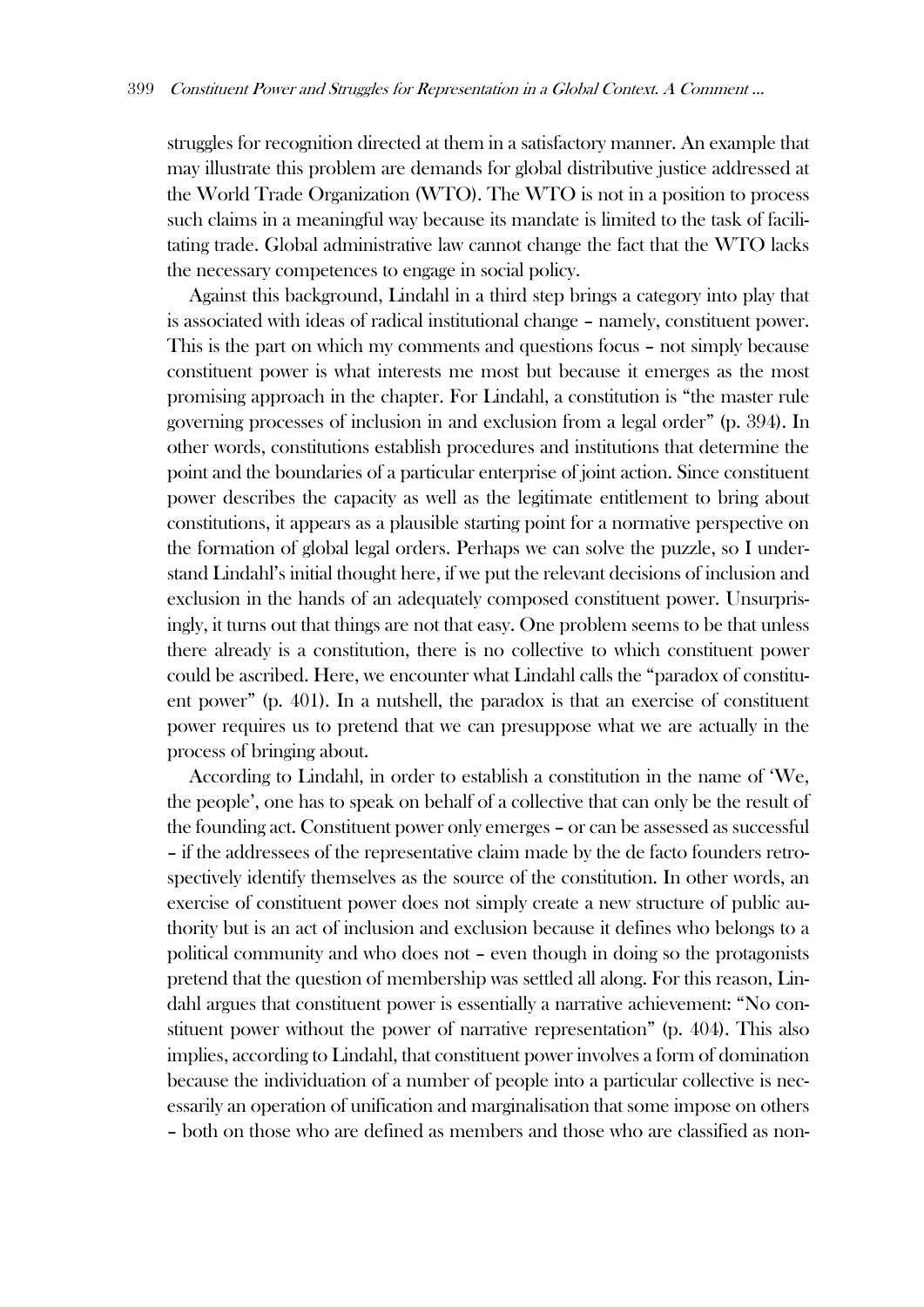struggles for recognition directed at them in a satisfactory manner. An example that may illustrate this problem are demands for global distributive justice addressed at the World Trade Organization (WTO). The WTO is not in a position to process such claims in a meaningful way because its mandate is limited to the task of facilitating trade. Global administrative law cannot change the fact that the WTO lacks the necessary competences to engage in social policy.

Against this background, Lindahl in a third step brings a category into play that is associated with ideas of radical institutional change – namely, constituent power. This is the part on which my comments and questions focus – not simply because constituent power is what interests me most but because it emerges as the most promising approach in the chapter. For Lindahl, a constitution is "the master rule governing processes of inclusion in and exclusion from a legal order" (p. 394). In other words, constitutions establish procedures and institutions that determine the point and the boundaries of a particular enterprise of joint action. Since constituent power describes the capacity as well as the legitimate entitlement to bring about constitutions, it appears as a plausible starting point for a normative perspective on the formation of global legal orders. Perhaps we can solve the puzzle, so I understand Lindahl's initial thought here, if we put the relevant decisions of inclusion and exclusion in the hands of an adequately composed constituent power. Unsurprisingly, it turns out that things are not that easy. One problem seems to be that unless there already is a constitution, there is no collective to which constituent power could be ascribed. Here, we encounter what Lindahl calls the "paradox of constituent power" (p. 401). In a nutshell, the paradox is that an exercise of constituent power requires us to pretend that we can presuppose what we are actually in the process of bringing about.

According to Lindahl, in order to establish a constitution in the name of 'We, the people', one has to speak on behalf of a collective that can only be the result of the founding act. Constituent power only emerges – or can be assessed as successful – if the addressees of the representative claim made by the de facto founders retrospectively identify themselves as the source of the constitution. In other words, an exercise of constituent power does not simply create a new structure of public authority but is an act of inclusion and exclusion because it defines who belongs to a political community and who does not – even though in doing so the protagonists pretend that the question of membership was settled all along. For this reason, Lindahl argues that constituent power is essentially a narrative achievement: "No constituent power without the power of narrative representation" (p. 404). This also implies, according to Lindahl, that constituent power involves a form of domination because the individuation of a number of people into a particular collective is necessarily an operation of unification and marginalisation that some impose on others – both on those who are defined as members and those who are classified as non-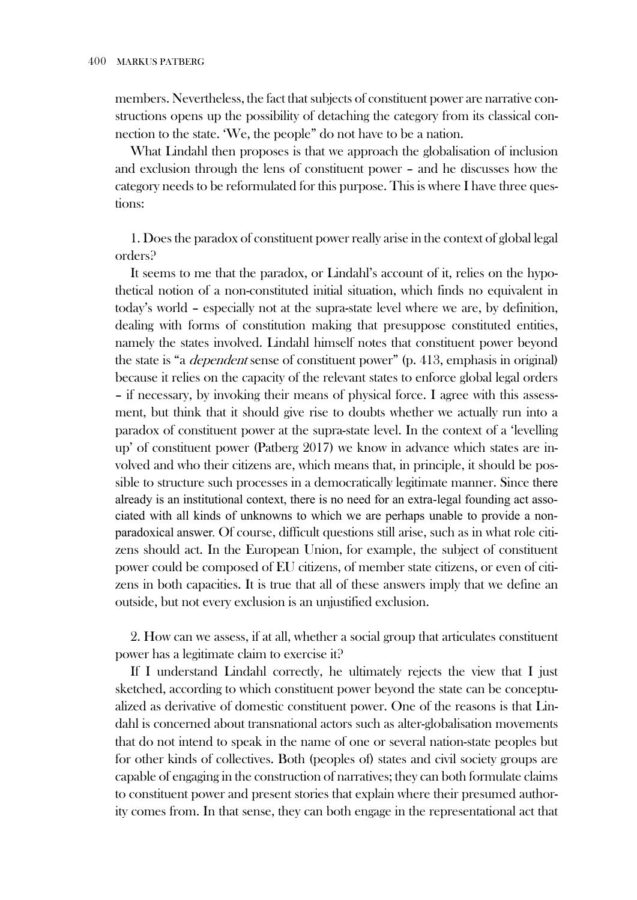members. Nevertheless, the fact that subjects of constituent power are narrative constructions opens up the possibility of detaching the category from its classical connection to the state. 'We, the people" do not have to be a nation.

What Lindahl then proposes is that we approach the globalisation of inclusion and exclusion through the lens of constituent power – and he discusses how the category needs to be reformulated for this purpose. This is where I have three questions:

1. Does the paradox of constituent power really arise in the context of global legal orders?

It seems to me that the paradox, or Lindahl's account of it, relies on the hypothetical notion of a non-constituted initial situation, which finds no equivalent in today's world – especially not at the supra-state level where we are, by definition, dealing with forms of constitution making that presuppose constituted entities, namely the states involved. Lindahl himself notes that constituent power beyond the state is "a *dependent* sense of constituent power" (p. 413, emphasis in original) because it relies on the capacity of the relevant states to enforce global legal orders – if necessary, by invoking their means of physical force. I agree with this assessment, but think that it should give rise to doubts whether we actually run into a paradox of constituent power at the supra-state level. In the context of a 'levelling up' of constituent power (Patberg 2017) we know in advance which states are involved and who their citizens are, which means that, in principle, it should be possible to structure such processes in a democratically legitimate manner. Since there already is an institutional context, there is no need for an extra-legal founding act associated with all kinds of unknowns to which we are perhaps unable to provide a non-paradoxical answer. Of course, difficult questions still arise, such as in what role citizens should act. In the European Union, for example, the subject of constituent power could be composed of EU citizens, of member state citizens, or even of citizens in both capacities. It is true that all of these answers imply that we define an outside, but not every exclusion is an unjustified exclusion.

2. How can we assess, if at all, whether a social group that articulates constituent power has a legitimate claim to exercise it?

If I understand Lindahl correctly, he ultimately rejects the view that I just sketched, according to which constituent power beyond the state can be conceptualized as derivative of domestic constituent power. One of the reasons is that Lindahl is concerned about transnational actors such as alter-globalisation movements that do not intend to speak in the name of one or several nation-state peoples but for other kinds of collectives. Both (peoples of) states and civil society groups are capable of engaging in the construction of narratives; they can both formulate claims to constituent power and present stories that explain where their presumed authority comes from. In that sense, they can both engage in the representational act that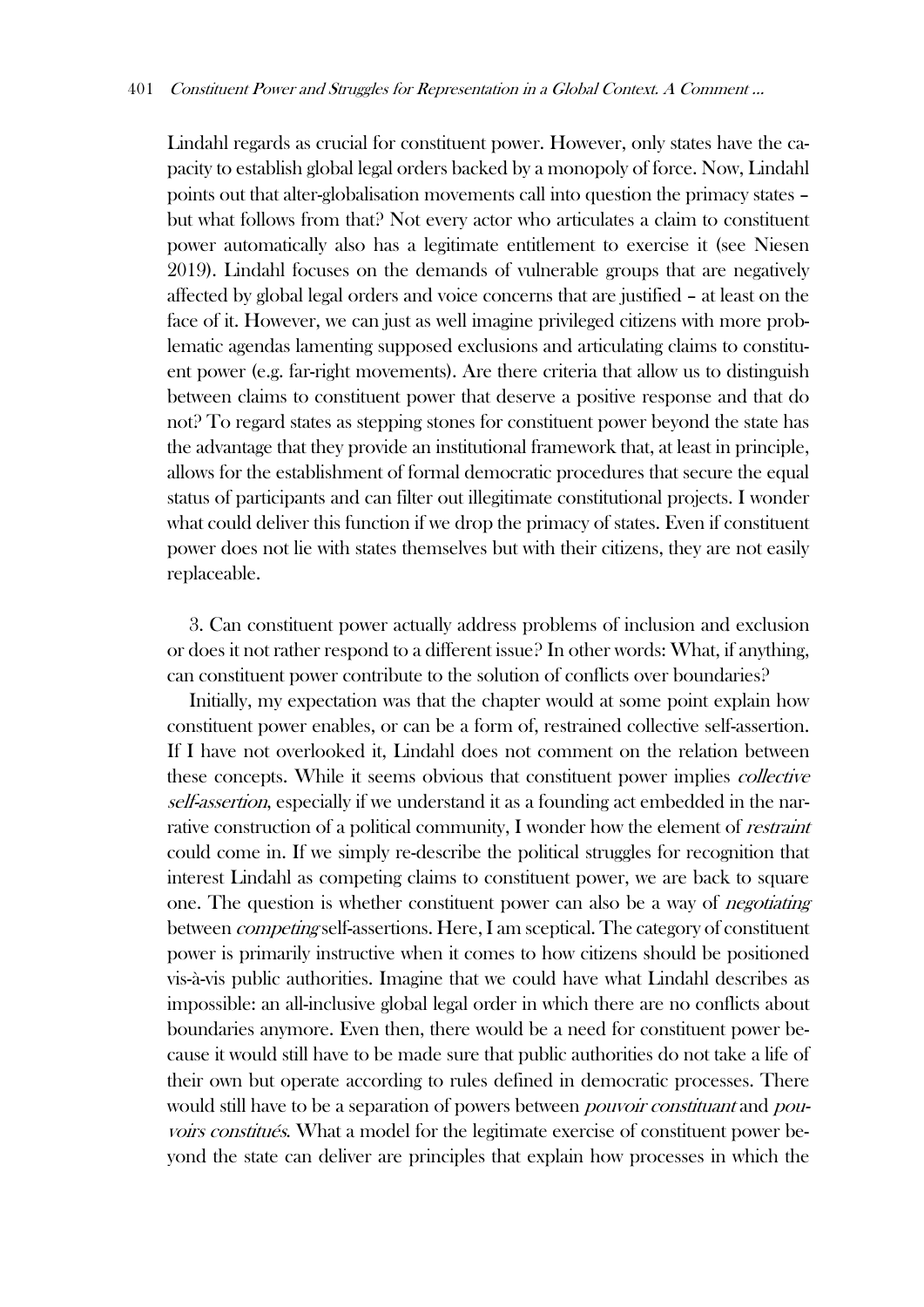Lindahl regards as crucial for constituent power. However, only states have the capacity to establish global legal orders backed by a monopoly of force. Now, Lindahl points out that alter-globalisation movements call into question the primacy states – but what follows from that? Not every actor who articulates a claim to constituent power automatically also has a legitimate entitlement to exercise it (see Niesen 2019). Lindahl focuses on the demands of vulnerable groups that are negatively affected by global legal orders and voice concerns that are justified – at least on the face of it. However, we can just as well imagine privileged citizens with more problematic agendas lamenting supposed exclusions and articulating claims to constituent power (e.g. far-right movements). Are there criteria that allow us to distinguish between claims to constituent power that deserve a positive response and that do not? To regard states as stepping stones for constituent power beyond the state has the advantage that they provide an institutional framework that, at least in principle, allows for the establishment of formal democratic procedures that secure the equal status of participants and can filter out illegitimate constitutional projects. I wonder what could deliver this function if we drop the primacy of states. Even if constituent power does not lie with states themselves but with their citizens, they are not easily replaceable.

3. Can constituent power actually address problems of inclusion and exclusion or does it not rather respond to a different issue? In other words: What, if anything, can constituent power contribute to the solution of conflicts over boundaries?

Initially, my expectation was that the chapter would at some point explain how constituent power enables, or can be a form of, restrained collective self-assertion. If I have not overlooked it, Lindahl does not comment on the relation between these concepts. While it seems obvious that constituent power implies *collective self-assertion*, especially if we understand it as a founding act embedded in the narrative construction of a political community, I wonder how the element of *restraint* could come in. If we simply re-describe the political struggles for recognition that interest Lindahl as competing claims to constituent power, we are back to square one. The question is whether constituent power can also be a way of *negotiating* between *competing* self-assertions. Here, I am sceptical. The category of constituent power is primarily instructive when it comes to how citizens should be positioned vis-à-vis public authorities. Imagine that we could have what Lindahl describes as impossible: an all-inclusive global legal order in which there are no conflicts about boundaries anymore. Even then, there would be a need for constituent power because it would still have to be made sure that public authorities do not take a life of their own but operate according to rules defined in democratic processes. There would still have to be a separation of powers between *pouvoir constituant* and *pouvoirs constitués*. What a model for the legitimate exercise of constituent power beyond the state can deliver are principles that explain how processes in which the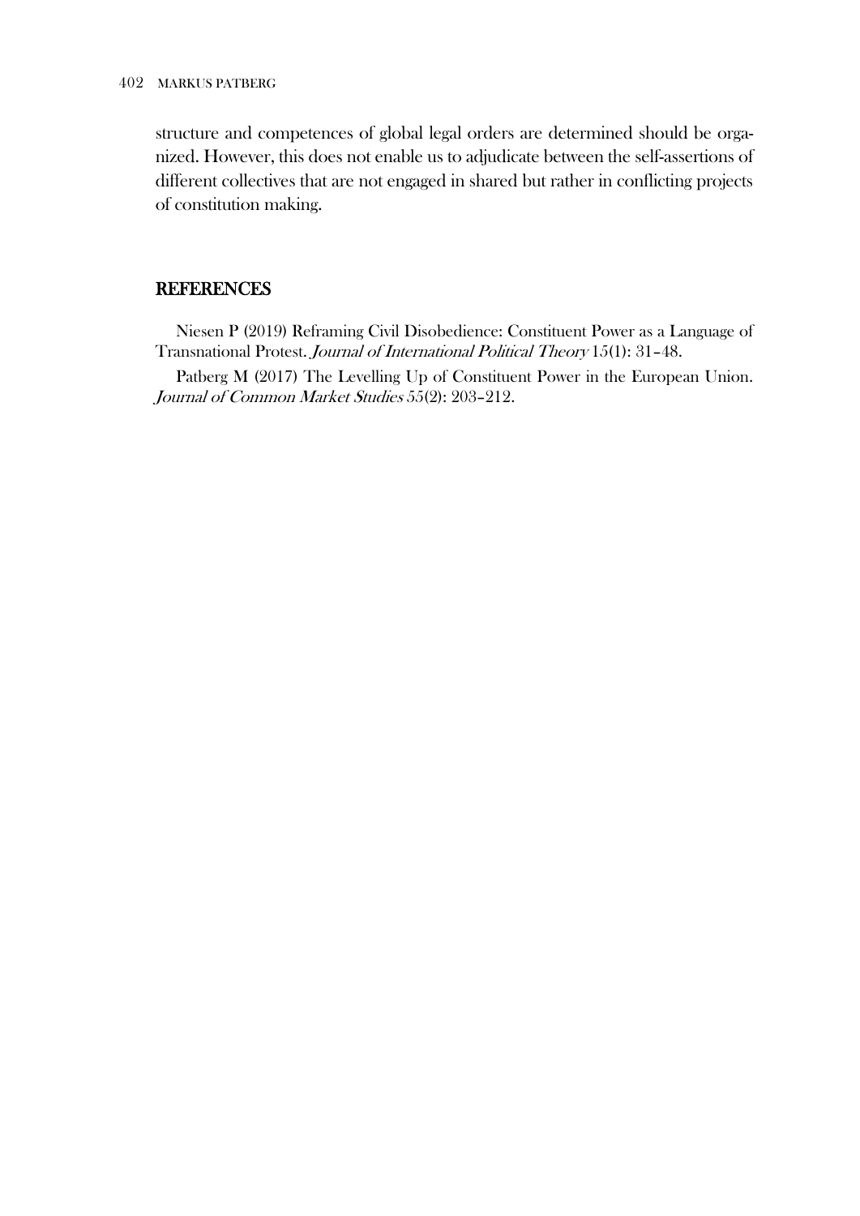structure and competences of global legal orders are determined should be organized. However, this does not enable us to adjudicate between the self-assertions of different collectives that are not engaged in shared but rather in conflicting projects of constitution making.

## REFERENCES

Niesen P (2019) Reframing Civil Disobedience: Constituent Power as a Language of Transnational Protest. *Journal of International Political Theory* 15(1): 31–48.

Patberg M (2017) The Levelling Up of Constituent Power in the European Union. *Journal of Common Market Studies* 55(2): 203–212.